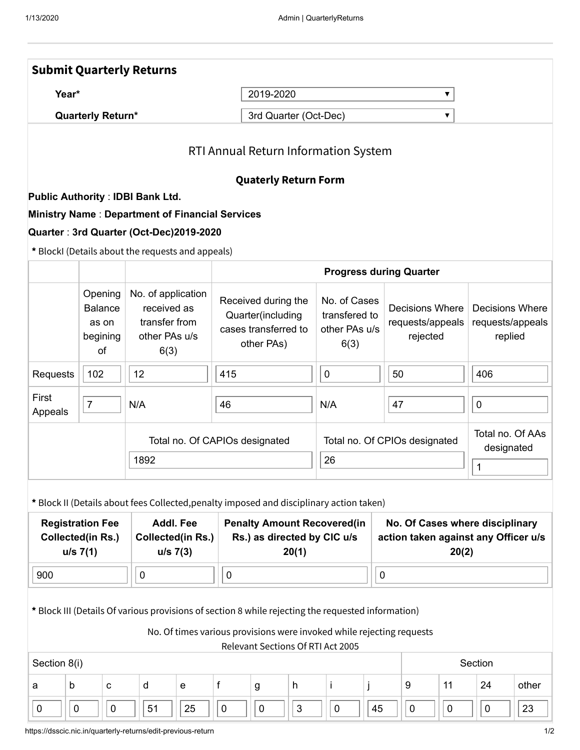## Submit Quarterly Returns

**Year*** 2019-2020

**Quarterly Return*** 3rd Quarter (Oct-Dec)

### RTI Annual Return Information System

**Quaterly Return Form**

**Public Authority** : **IDBI Bank Ltd.**

**Ministry Name** : **Department of Financial Services**

**Quarter** : **3rd Quarter (Oct-Dec)2019-2020**

**\*** BlockI (Details about the requests and appeals)

| | | | Progress during Quarter | | | |
|---|---|---|---|---|---|---|
| | Opening Balance as on begining of | No. of application received as transfer from other PAs u/s 6(3) | Received during the Quarter(including cases transferred to other PAs) | No. of Cases transfered to other PAs u/s 6(3) | Decisions Where requests/appeals rejected | Decisions Where requests/appeals replied |
| Requests | 102 | 12 | 415 | 0 | 50 | 406 |
| First Appeals | 7 | N/A | 46 | N/A | 47 | 0 |
| | | Total no. Of CAPIOs designated | | Total no. Of CPIOs designated | | Total no. Of AAs designated |
| | | 1892 | | 26 | | 1 |

**\*** Block II (Details about fees Collected,penalty imposed and disciplinary action taken)

| Registration Fee Collected(in Rs.) u/s 7(1) | Addl. Fee Collected(in Rs.) u/s 7(3) | Penalty Amount Recovered(in Rs.) as directed by CIC u/s 20(1) | No. Of Cases where disciplinary action taken against any Officer u/s 20(2) |
|---|---|---|---|
| 900 | 0 | 0 | 0 |

**\*** Block III (Details Of various provisions of section 8 while rejecting the requested information)

No. Of times various provisions were invoked while rejecting requests
Relevant Sections Of RTI Act 2005

| Section 8(i) | | | | | | | | | | Section | | | |
|---|---|---|---|---|---|---|---|---|---|---|---|---|---|
| a | b | c | d | e | f | g | h | i | j | 9 | 11 | 24 | other |
| 0 | 0 | 0 | 51 | 25 | 0 | 0 | 3 | 0 | 45 | 0 | 0 | 0 | 23 |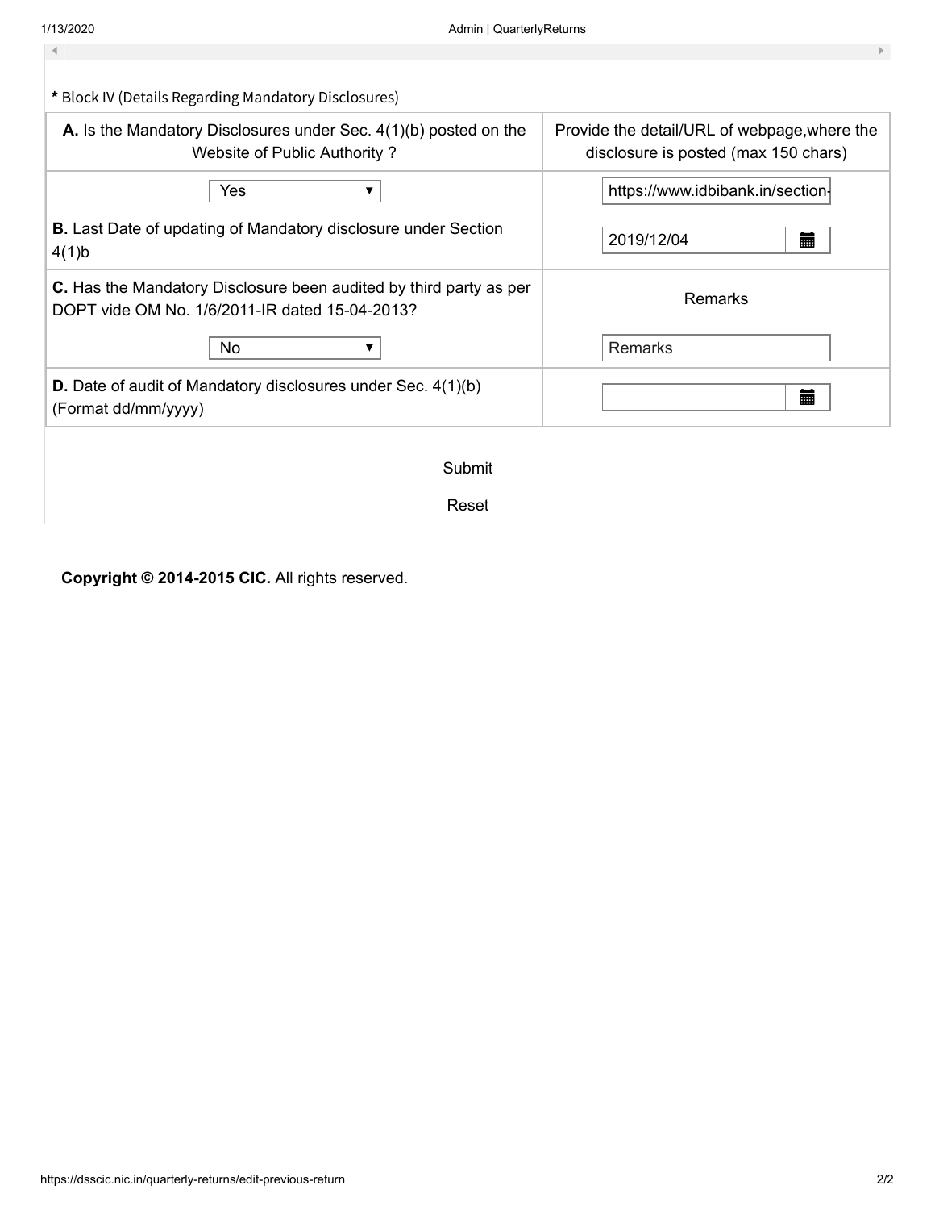\* Block IV (Details Regarding Mandatory Disclosures)

| | |
|---|---|
| **A.** Is the Mandatory Disclosures under Sec. 4(1)(b) posted on the Website of Public Authority ? | Provide the detail/URL of webpage,where the disclosure is posted (max 150 chars) |
| Yes | https://www.idbibank.in/section- |
| **B.** Last Date of updating of Mandatory disclosure under Section 4(1)b | 2019/12/04 |
| **C.** Has the Mandatory Disclosure been audited by third party as per DOPT vide OM No. 1/6/2011-IR dated 15-04-2013? | Remarks |
| No | Remarks |
| **D.** Date of audit of Mandatory disclosures under Sec. 4(1)(b) (Format dd/mm/yyyy) | |

Submit

Reset

**Copyright © 2014-2015 CIC.** All rights reserved.